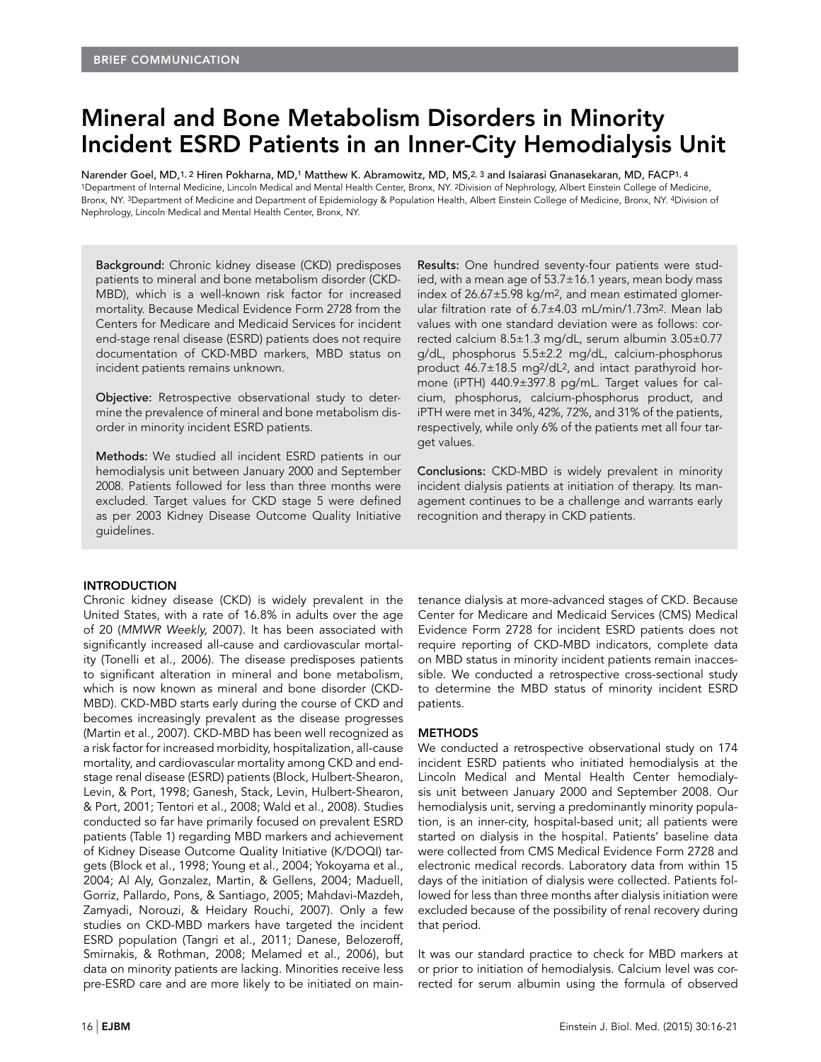BRIEF COMMUNICATION

# Mineral and Bone Metabolism Disorders in Minority Incident ESRD Patients in an Inner-City Hemodialysis Unit

Narender Goel, MD,[1,2] Hiren Pokharna, MD,[1] Matthew K. Abramowitz, MD, MS,[2,3] and Isaiarasi Gnanasekaran, MD, FACP[1,4]

[1]Department of Internal Medicine, Lincoln Medical and Mental Health Center, Bronx, NY. [2]Division of Nephrology, Albert Einstein College of Medicine, Bronx, NY. [3]Department of Medicine and Department of Epidemiology & Population Health, Albert Einstein College of Medicine, Bronx, NY. [4]Division of Nephrology, Lincoln Medical and Mental Health Center, Bronx, NY.

**Background:** Chronic kidney disease (CKD) predisposes patients to mineral and bone metabolism disorder (CKD-MBD), which is a well-known risk factor for increased mortality. Because Medical Evidence Form 2728 from the Centers for Medicare and Medicaid Services for incident end-stage renal disease (ESRD) patients does not require documentation of CKD-MBD markers, MBD status on incident patients remains unknown.

**Objective:** Retrospective observational study to determine the prevalence of mineral and bone metabolism disorder in minority incident ESRD patients.

**Methods:** We studied all incident ESRD patients in our hemodialysis unit between January 2000 and September 2008. Patients followed for less than three months were excluded. Target values for CKD stage 5 were defined as per 2003 Kidney Disease Outcome Quality Initiative guidelines.

**Results:** One hundred seventy-four patients were studied, with a mean age of 53.7±16.1 years, mean body mass index of 26.67±5.98 kg/m$^2$, and mean estimated glomerular filtration rate of 6.7±4.03 mL/min/1.73m$^2$. Mean lab values with one standard deviation were as follows: corrected calcium 8.5±1.3 mg/dL, serum albumin 3.05±0.77 g/dL, phosphorus 5.5±2.2 mg/dL, calcium-phosphorus product 46.7±18.5 mg$^2$/dL$^2$, and intact parathyroid hormone (iPTH) 440.9±397.8 pg/mL. Target values for calcium, phosphorus, calcium-phosphorus product, and iPTH were met in 34%, 42%, 72%, and 31% of the patients, respectively, while only 6% of the patients met all four target values.

**Conclusions:** CKD-MBD is widely prevalent in minority incident dialysis patients at initiation of therapy. Its management continues to be a challenge and warrants early recognition and therapy in CKD patients.

## INTRODUCTION

Chronic kidney disease (CKD) is widely prevalent in the United States, with a rate of 16.8% in adults over the age of 20 (*MMWR Weekly,* 2007). It has been associated with significantly increased all-cause and cardiovascular mortality (Tonelli et al., 2006). The disease predisposes patients to significant alteration in mineral and bone metabolism, which is now known as mineral and bone disorder (CKD-MBD). CKD-MBD starts early during the course of CKD and becomes increasingly prevalent as the disease progresses (Martin et al., 2007). CKD-MBD has been well recognized as a risk factor for increased morbidity, hospitalization, all-cause mortality, and cardiovascular mortality among CKD and end-stage renal disease (ESRD) patients (Block, Hulbert-Shearon, Levin, & Port, 1998; Ganesh, Stack, Levin, Hulbert-Shearon, & Port, 2001; Tentori et al., 2008; Wald et al., 2008). Studies conducted so far have primarily focused on prevalent ESRD patients (Table 1) regarding MBD markers and achievement of Kidney Disease Outcome Quality Initiative (K/DOQI) targets (Block et al., 1998; Young et al., 2004; Yokoyama et al., 2004; Al Aly, Gonzalez, Martin, & Gellens, 2004; Maduell, Gorriz, Pallardo, Pons, & Santiago, 2005; Mahdavi-Mazdeh, Zamyadi, Norouzi, & Heidary Rouchi, 2007). Only a few studies on CKD-MBD markers have targeted the incident ESRD population (Tangri et al., 2011; Danese, Belozeroff, Smirnakis, & Rothman, 2008; Melamed et al., 2006), but data on minority patients are lacking. Minorities receive less pre-ESRD care and are more likely to be initiated on maintenance dialysis at more-advanced stages of CKD. Because Center for Medicare and Medicaid Services (CMS) Medical Evidence Form 2728 for incident ESRD patients does not require reporting of CKD-MBD indicators, complete data on MBD status in minority incident patients remain inaccessible. We conducted a retrospective cross-sectional study to determine the MBD status of minority incident ESRD patients.

## METHODS

We conducted a retrospective observational study on 174 incident ESRD patients who initiated hemodialysis at the Lincoln Medical and Mental Health Center hemodialysis unit between January 2000 and September 2008. Our hemodialysis unit, serving a predominantly minority population, is an inner-city, hospital-based unit; all patients were started on dialysis in the hospital. Patients' baseline data were collected from CMS Medical Evidence Form 2728 and electronic medical records. Laboratory data from within 15 days of the initiation of dialysis were collected. Patients followed for less than three months after dialysis initiation were excluded because of the possibility of renal recovery during that period.

It was our standard practice to check for MBD markers at or prior to initiation of hemodialysis. Calcium level was corrected for serum albumin using the formula of observed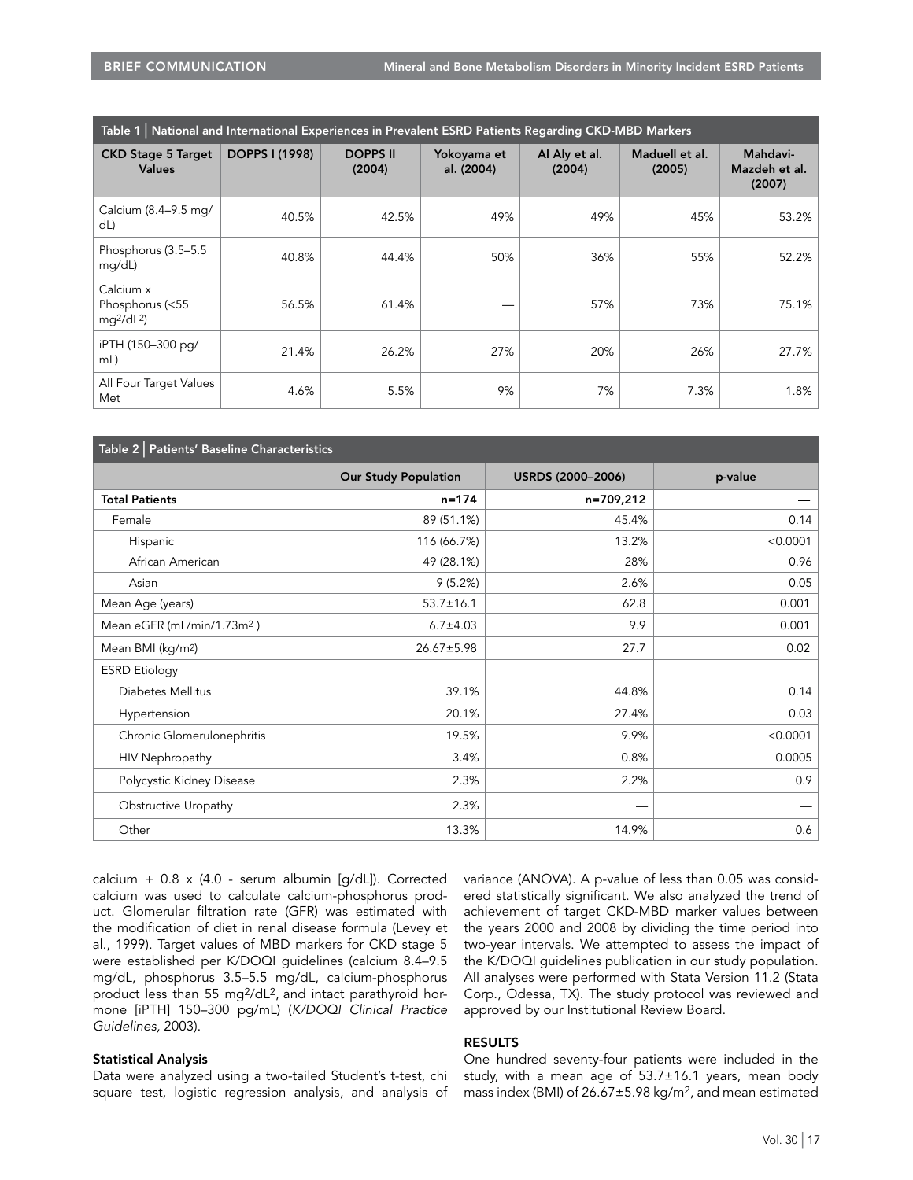| Table 1 \| National and International Experiences in Prevalent ESRD Patients Regarding CKD-MBD Markers | | | | | | |
|---|---|---|---|---|---|---|
| **CKD Stage 5 Target Values** | **DOPPS I (1998)** | **DOPPS II (2004)** | **Yokoyama et al. (2004)** | **Al Aly et al. (2004)** | **Maduell et al. (2005)** | **Mahdavi-Mazdeh et al. (2007)** |
| Calcium (8.4–9.5 mg/dL) | 40.5% | 42.5% | 49% | 49% | 45% | 53.2% |
| Phosphorus (3.5–5.5 mg/dL) | 40.8% | 44.4% | 50% | 36% | 55% | 52.2% |
| Calcium x Phosphorus (<55 $mg^2/dL^2$) | 56.5% | 61.4% | — | 57% | 73% | 75.1% |
| iPTH (150–300 pg/mL) | 21.4% | 26.2% | 27% | 20% | 26% | 27.7% |
| All Four Target Values Met | 4.6% | 5.5% | 9% | 7% | 7.3% | 1.8% |

| Table 2 \| Patients' Baseline Characteristics | | | |
|---|---|---|---|
| | **Our Study Population** | **USRDS (2000–2006)** | **p-value** |
| **Total Patients** | n=174 | n=709,212 | — |
| Female | 89 (51.1%) | 45.4% | 0.14 |
| Hispanic | 116 (66.7%) | 13.2% | <0.0001 |
| African American | 49 (28.1%) | 28% | 0.96 |
| Asian | 9 (5.2%) | 2.6% | 0.05 |
| Mean Age (years) | 53.7±16.1 | 62.8 | 0.001 |
| Mean eGFR (mL/min/1.73$m^2$) | 6.7±4.03 | 9.9 | 0.001 |
| Mean BMI (kg/$m^2$) | 26.67±5.98 | 27.7 | 0.02 |
| ESRD Etiology | | | |
| Diabetes Mellitus | 39.1% | 44.8% | 0.14 |
| Hypertension | 20.1% | 27.4% | 0.03 |
| Chronic Glomerulonephritis | 19.5% | 9.9% | <0.0001 |
| HIV Nephropathy | 3.4% | 0.8% | 0.0005 |
| Polycystic Kidney Disease | 2.3% | 2.2% | 0.9 |
| Obstructive Uropathy | 2.3% | — | — |
| Other | 13.3% | 14.9% | 0.6 |

calcium + 0.8 x (4.0 - serum albumin [g/dL]). Corrected calcium was used to calculate calcium-phosphorus product. Glomerular filtration rate (GFR) was estimated with the modification of diet in renal disease formula (Levey et al., 1999). Target values of MBD markers for CKD stage 5 were established per K/DOQI guidelines (calcium 8.4–9.5 mg/dL, phosphorus 3.5–5.5 mg/dL, calcium-phosphorus product less than 55 $mg^2/dL^2$, and intact parathyroid hormone [iPTH] 150–300 pg/mL) (*K/DOQI Clinical Practice Guidelines,* 2003).

**Statistical Analysis**

Data were analyzed using a two-tailed Student's t-test, chi square test, logistic regression analysis, and analysis of variance (ANOVA). A p-value of less than 0.05 was considered statistically significant. We also analyzed the trend of achievement of target CKD-MBD marker values between the years 2000 and 2008 by dividing the time period into two-year intervals. We attempted to assess the impact of the K/DOQI guidelines publication in our study population. All analyses were performed with Stata Version 11.2 (Stata Corp., Odessa, TX). The study protocol was reviewed and approved by our Institutional Review Board.

**RESULTS**

One hundred seventy-four patients were included in the study, with a mean age of 53.7±16.1 years, mean body mass index (BMI) of 26.67±5.98 kg/$m^2$, and mean estimated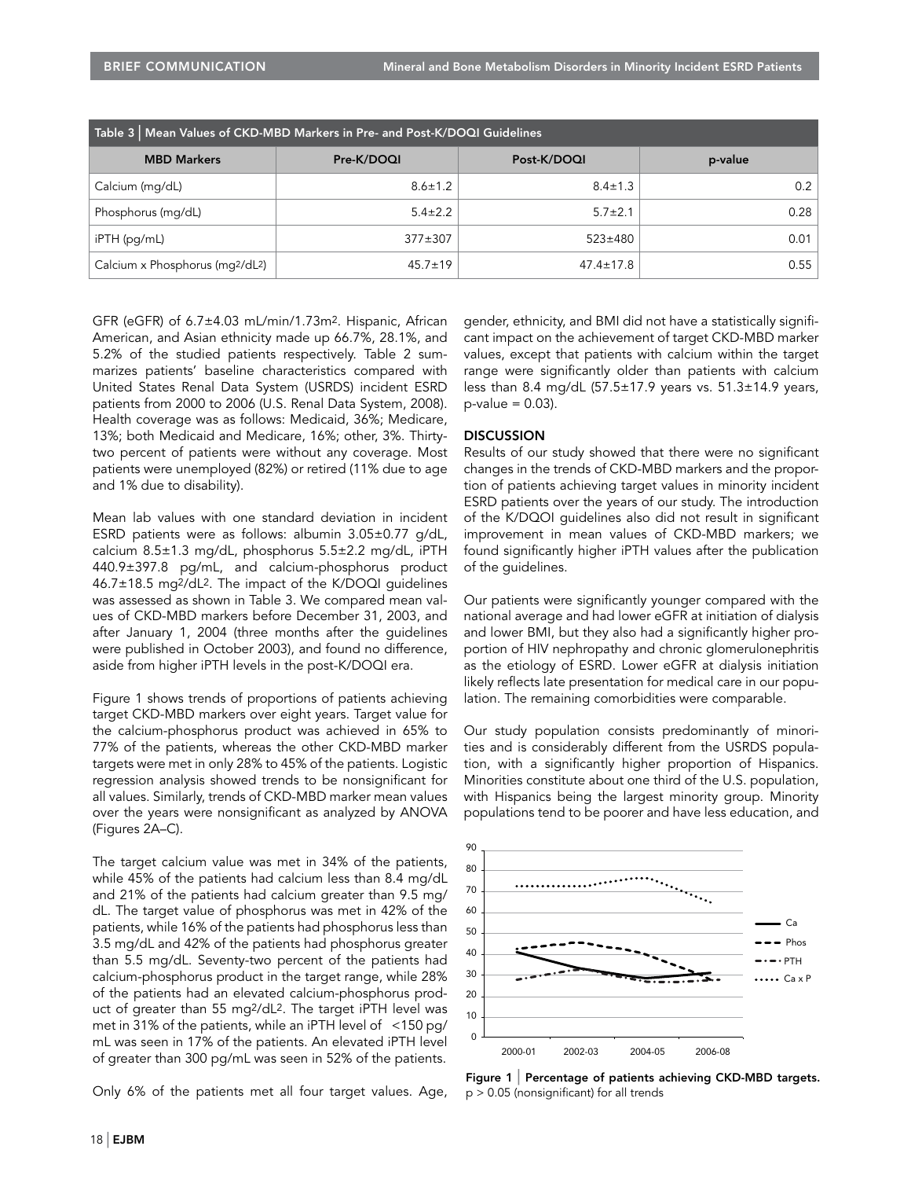Table 3 | Mean Values of CKD-MBD Markers in Pre- and Post-K/DOQI Guidelines

| MBD Markers | Pre-K/DOQI | Post-K/DOQI | p-value |
|---|---|---|---|
| Calcium (mg/dL) | 8.6±1.2 | 8.4±1.3 | 0.2 |
| Phosphorus (mg/dL) | 5.4±2.2 | 5.7±2.1 | 0.28 |
| iPTH (pg/mL) | 377±307 | 523±480 | 0.01 |
| Calcium x Phosphorus ($mg^2/dL^2$) | 45.7±19 | 47.4±17.8 | 0.55 |

GFR (eGFR) of 6.7±4.03 mL/min/1.73$m^2$. Hispanic, African American, and Asian ethnicity made up 66.7%, 28.1%, and 5.2% of the studied patients respectively. Table 2 summarizes patients' baseline characteristics compared with United States Renal Data System (USRDS) incident ESRD patients from 2000 to 2006 (U.S. Renal Data System, 2008). Health coverage was as follows: Medicaid, 36%; Medicare, 13%; both Medicaid and Medicare, 16%; other, 3%. Thirty-two percent of patients were without any coverage. Most patients were unemployed (82%) or retired (11% due to age and 1% due to disability).

Mean lab values with one standard deviation in incident ESRD patients were as follows: albumin 3.05±0.77 g/dL, calcium 8.5±1.3 mg/dL, phosphorus 5.5±2.2 mg/dL, iPTH 440.9±397.8 pg/mL, and calcium-phosphorus product 46.7±18.5 $mg^2/dL^2$. The impact of the K/DOQI guidelines was assessed as shown in Table 3. We compared mean values of CKD-MBD markers before December 31, 2003, and after January 1, 2004 (three months after the guidelines were published in October 2003), and found no difference, aside from higher iPTH levels in the post-K/DOQI era.

Figure 1 shows trends of proportions of patients achieving target CKD-MBD markers over eight years. Target value for the calcium-phosphorus product was achieved in 65% to 77% of the patients, whereas the other CKD-MBD marker targets were met in only 28% to 45% of the patients. Logistic regression analysis showed trends to be nonsignificant for all values. Similarly, trends of CKD-MBD marker mean values over the years were nonsignificant as analyzed by ANOVA (Figures 2A–C).

The target calcium value was met in 34% of the patients, while 45% of the patients had calcium less than 8.4 mg/dL and 21% of the patients had calcium greater than 9.5 mg/dL. The target value of phosphorus was met in 42% of the patients, while 16% of the patients had phosphorus less than 3.5 mg/dL and 42% of the patients had phosphorus greater than 5.5 mg/dL. Seventy-two percent of the patients had calcium-phosphorus product in the target range, while 28% of the patients had an elevated calcium-phosphorus product of greater than 55 $mg^2/dL^2$. The target iPTH level was met in 31% of the patients, while an iPTH level of <150 pg/mL was seen in 17% of the patients. An elevated iPTH level of greater than 300 pg/mL was seen in 52% of the patients.

Only 6% of the patients met all four target values. Age, gender, ethnicity, and BMI did not have a statistically significant impact on the achievement of target CKD-MBD marker values, except that patients with calcium within the target range were significantly older than patients with calcium less than 8.4 mg/dL (57.5±17.9 years vs. 51.3±14.9 years, p-value = 0.03).

## DISCUSSION

Results of our study showed that there were no significant changes in the trends of CKD-MBD markers and the proportion of patients achieving target values in minority incident ESRD patients over the years of our study. The introduction of the K/DQOI guidelines also did not result in significant improvement in mean values of CKD-MBD markers; we found significantly higher iPTH values after the publication of the guidelines.

Our patients were significantly younger compared with the national average and had lower eGFR at initiation of dialysis and lower BMI, but they also had a significantly higher proportion of HIV nephropathy and chronic glomerulonephritis as the etiology of ESRD. Lower eGFR at dialysis initiation likely reflects late presentation for medical care in our population. The remaining comorbidities were comparable.

Our study population consists predominantly of minorities and is considerably different from the USRDS population, with a significantly higher proportion of Hispanics. Minorities constitute about one third of the U.S. population, with Hispanics being the largest minority group. Minority populations tend to be poorer and have less education, and

Figure 1 | Percentage of patients achieving CKD-MBD targets. p > 0.05 (nonsignificant) for all trends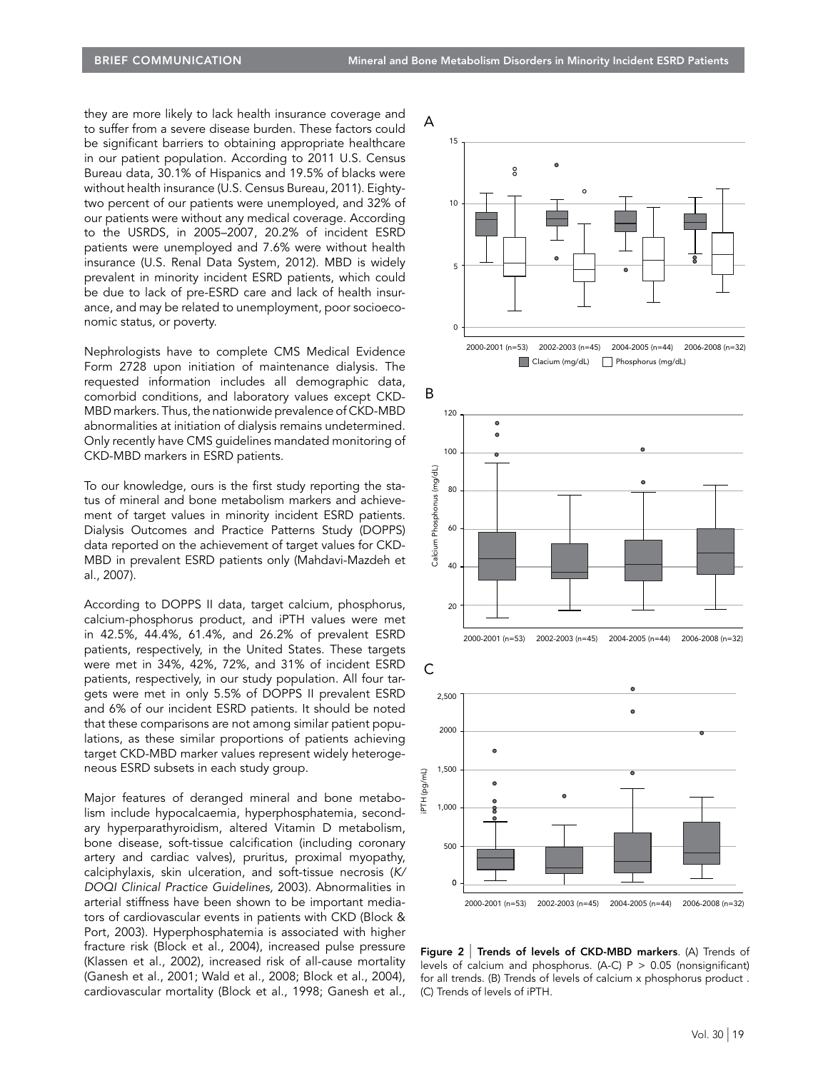they are more likely to lack health insurance coverage and to suffer from a severe disease burden. These factors could be significant barriers to obtaining appropriate healthcare in our patient population. According to 2011 U.S. Census Bureau data, 30.1% of Hispanics and 19.5% of blacks were without health insurance (U.S. Census Bureau, 2011). Eighty-two percent of our patients were unemployed, and 32% of our patients were without any medical coverage. According to the USRDS, in 2005–2007, 20.2% of incident ESRD patients were unemployed and 7.6% were without health insurance (U.S. Renal Data System, 2012). MBD is widely prevalent in minority incident ESRD patients, which could be due to lack of pre-ESRD care and lack of health insurance, and may be related to unemployment, poor socioeconomic status, or poverty.

Nephrologists have to complete CMS Medical Evidence Form 2728 upon initiation of maintenance dialysis. The requested information includes all demographic data, comorbid conditions, and laboratory values except CKD-MBD markers. Thus, the nationwide prevalence of CKD-MBD abnormalities at initiation of dialysis remains undetermined. Only recently have CMS guidelines mandated monitoring of CKD-MBD markers in ESRD patients.

To our knowledge, ours is the first study reporting the status of mineral and bone metabolism markers and achievement of target values in minority incident ESRD patients. Dialysis Outcomes and Practice Patterns Study (DOPPS) data reported on the achievement of target values for CKD-MBD in prevalent ESRD patients only (Mahdavi-Mazdeh et al., 2007).

According to DOPPS II data, target calcium, phosphorus, calcium-phosphorus product, and iPTH values were met in 42.5%, 44.4%, 61.4%, and 26.2% of prevalent ESRD patients, respectively, in the United States. These targets were met in 34%, 42%, 72%, and 31% of incident ESRD patients, respectively, in our study population. All four targets were met in only 5.5% of DOPPS II prevalent ESRD and 6% of our incident ESRD patients. It should be noted that these comparisons are not among similar patient populations, as these similar proportions of patients achieving target CKD-MBD marker values represent widely heterogeneous ESRD subsets in each study group.

Major features of deranged mineral and bone metabolism include hypocalcaemia, hyperphosphatemia, secondary hyperparathyroidism, altered Vitamin D metabolism, bone disease, soft-tissue calcification (including coronary artery and cardiac valves), pruritus, proximal myopathy, calciphylaxis, skin ulceration, and soft-tissue necrosis (*K/DOQI Clinical Practice Guidelines,* 2003). Abnormalities in arterial stiffness have been shown to be important mediators of cardiovascular events in patients with CKD (Block & Port, 2003). Hyperphosphatemia is associated with higher fracture risk (Block et al., 2004), increased pulse pressure (Klassen et al., 2002), increased risk of all-cause mortality (Ganesh et al., 2001; Wald et al., 2008; Block et al., 2004), cardiovascular mortality (Block et al., 1998; Ganesh et al.,

**Figure 2 | Trends of levels of CKD-MBD markers**. (A) Trends of levels of calcium and phosphorus. (A-C) P > 0.05 (nonsignificant) for all trends. (B) Trends of levels of calcium x phosphorus product . (C) Trends of levels of iPTH.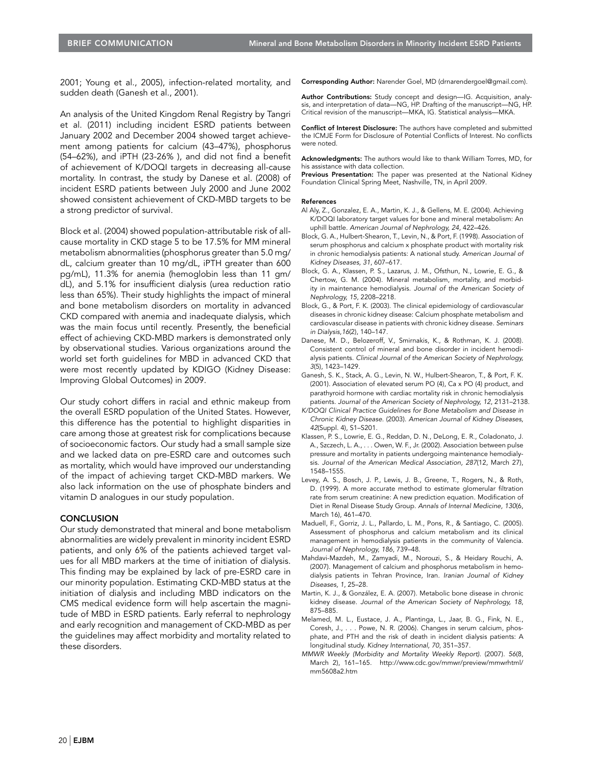2001; Young et al., 2005), infection-related mortality, and sudden death (Ganesh et al., 2001).

An analysis of the United Kingdom Renal Registry by Tangri et al. (2011) including incident ESRD patients between January 2002 and December 2004 showed target achievement among patients for calcium (43–47%), phosphorus (54–62%), and iPTH (23-26% ), and did not find a benefit of achievement of K/DOQI targets in decreasing all-cause mortality. In contrast, the study by Danese et al. (2008) of incident ESRD patients between July 2000 and June 2002 showed consistent achievement of CKD-MBD targets to be a strong predictor of survival.

Block et al. (2004) showed population-attributable risk of all-cause mortality in CKD stage 5 to be 17.5% for MM mineral metabolism abnormalities (phosphorus greater than 5.0 mg/dL, calcium greater than 10 mg/dL, iPTH greater than 600 pg/mL), 11.3% for anemia (hemoglobin less than 11 gm/dL), and 5.1% for insufficient dialysis (urea reduction ratio less than 65%). Their study highlights the impact of mineral and bone metabolism disorders on mortality in advanced CKD compared with anemia and inadequate dialysis, which was the main focus until recently. Presently, the beneficial effect of achieving CKD-MBD markers is demonstrated only by observational studies. Various organizations around the world set forth guidelines for MBD in advanced CKD that were most recently updated by KDIGO (Kidney Disease: Improving Global Outcomes) in 2009.

Our study cohort differs in racial and ethnic makeup from the overall ESRD population of the United States. However, this difference has the potential to highlight disparities in care among those at greatest risk for complications because of socioeconomic factors. Our study had a small sample size and we lacked data on pre-ESRD care and outcomes such as mortality, which would have improved our understanding of the impact of achieving target CKD-MBD markers. We also lack information on the use of phosphate binders and vitamin D analogues in our study population.

## CONCLUSION

Our study demonstrated that mineral and bone metabolism abnormalities are widely prevalent in minority incident ESRD patients, and only 6% of the patients achieved target values for all MBD markers at the time of initiation of dialysis. This finding may be explained by lack of pre-ESRD care in our minority population. Estimating CKD-MBD status at the initiation of dialysis and including MBD indicators on the CMS medical evidence form will help ascertain the magnitude of MBD in ESRD patients. Early referral to nephrology and early recognition and management of CKD-MBD as per the guidelines may affect morbidity and mortality related to these disorders.

**Corresponding Author:** Narender Goel, MD (drnarendergoel@gmail.com).

**Author Contributions:** Study concept and design—IG. Acquisition, analysis, and interpretation of data—NG, HP. Drafting of the manuscript—NG, HP. Critical revision of the manuscript—MKA, IG. Statistical analysis—MKA.

**Conflict of Interest Disclosure:** The authors have completed and submitted the ICMJE Form for Disclosure of Potential Conflicts of Interest. No conflicts were noted.

**Acknowledgments:** The authors would like to thank William Torres, MD, for his assistance with data collection.

**Previous Presentation:** The paper was presented at the National Kidney Foundation Clinical Spring Meet, Nashville, TN, in April 2009.

**References**

Al Aly, Z., Gonzalez, E. A., Martin, K. J., & Gellens, M. E. (2004). Achieving K/DOQI laboratory target values for bone and mineral metabolism: An uphill battle. *American Journal of Nephrology, 24*, 422–426.

Block, G. A., Hulbert-Shearon, T., Levin, N., & Port, F. (1998). Association of serum phosphorus and calcium x phosphate product with mortality risk in chronic hemodialysis patients: A national study. *American Journal of Kidney Diseases, 31*, 607–617.

Block, G. A., Klassen, P. S., Lazarus, J. M., Ofsthun, N., Lowrie, E. G., & Chertow, G. M. (2004). Mineral metabolism, mortality, and morbidity in maintenance hemodialysis. *Journal of the American Society of Nephrology, 15*, 2208–2218.

Block, G., & Port, F. K. (2003). The clinical epidemiology of cardiovascular diseases in chronic kidney disease: Calcium phosphate metabolism and cardiovascular disease in patients with chronic kidney disease. *Seminars in Dialysis,16*(2), 140–147.

Danese, M. D., Belozeroff, V., Smirnakis, K., & Rothman, K. J. (2008). Consistent control of mineral and bone disorder in incident hemodialysis patients. *Clinical Journal of the American Society of Nephrology, 3*(5), 1423–1429.

Ganesh, S. K., Stack, A. G., Levin, N. W., Hulbert-Shearon, T., & Port, F. K. (2001). Association of elevated serum PO (4), Ca x PO (4) product, and parathyroid hormone with cardiac mortality risk in chronic hemodialysis patients. *Journal of the American Society of Nephrology, 12*, 2131–2138.

*K/DOQI Clinical Practice Guidelines for Bone Metabolism and Disease in Chronic Kidney Disease.* (2003). *American Journal of Kidney Diseases, 42*(Suppl. 4), S1–S201.

Klassen, P. S., Lowrie, E. G., Reddan, D. N., DeLong, E. R., Coladonato, J. A., Szczech, L. A., . . . Owen, W. F., Jr. (2002). Association between pulse pressure and mortality in patients undergoing maintenance hemodialysis. *Journal of the American Medical Association, 287*(12, March 27), 1548–1555.

Levey, A. S., Bosch, J. P., Lewis, J. B., Greene, T., Rogers, N., & Roth, D. (1999). A more accurate method to estimate glomerular filtration rate from serum creatinine: A new prediction equation. Modification of Diet in Renal Disease Study Group. *Annals of Internal Medicine, 130*(6, March 16), 461–470.

Maduell, F., Gorriz, J. L., Pallardo, L. M., Pons, R., & Santiago, C. (2005). Assessment of phosphorus and calcium metabolism and its clinical management in hemodialysis patients in the community of Valencia. *Journal of Nephrology, 186*, 739–48.

Mahdavi-Mazdeh, M., Zamyadi, M., Norouzi, S., & Heidary Rouchi, A. (2007). Management of calcium and phosphorus metabolism in hemodialysis patients in Tehran Province, Iran. *Iranian Journal of Kidney Diseases, 1*, 25–28.

Martin, K. J., & González, E. A. (2007). Metabolic bone disease in chronic kidney disease. *Journal of the American Society of Nephrology, 18*, 875–885.

Melamed, M. L., Eustace, J. A., Plantinga, L., Jaar, B. G., Fink, N. E., Coresh, J., . . . Powe, N. R. (2006). Changes in serum calcium, phosphate, and PTH and the risk of death in incident dialysis patients: A longitudinal study. *Kidney International, 70*, 351–357.

*MMWR Weekly (Morbidity and Mortality Weekly Report).* (2007). *56*(8, March 2), 161–165. http://www.cdc.gov/mmwr/preview/mmwrhtml/mm5608a2.htm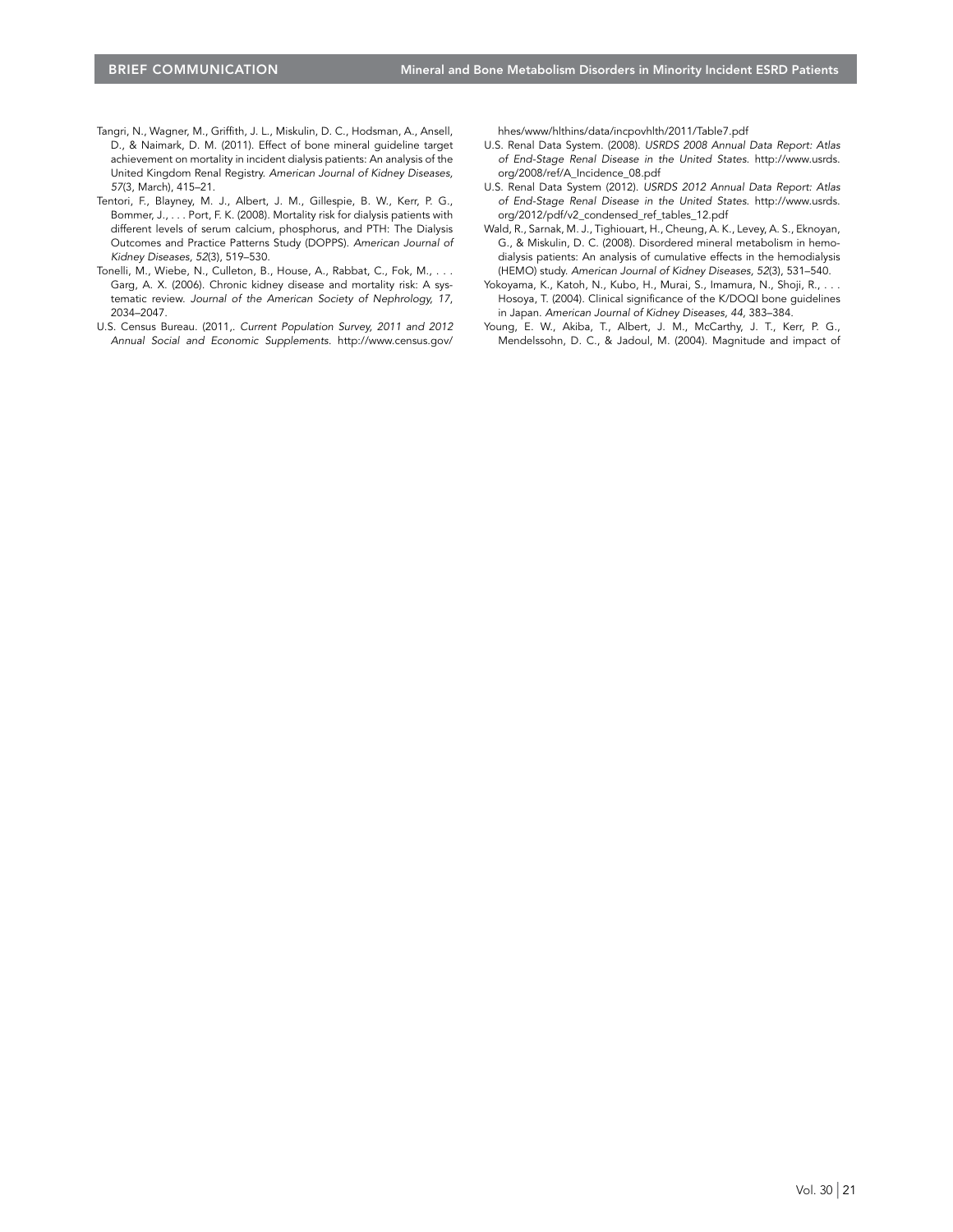Tangri, N., Wagner, M., Griffith, J. L., Miskulin, D. C., Hodsman, A., Ansell, D., & Naimark, D. M. (2011). Effect of bone mineral guideline target achievement on mortality in incident dialysis patients: An analysis of the United Kingdom Renal Registry. *American Journal of Kidney Diseases, 57*(3, March), 415–21.

Tentori, F., Blayney, M. J., Albert, J. M., Gillespie, B. W., Kerr, P. G., Bommer, J., . . . Port, F. K. (2008). Mortality risk for dialysis patients with different levels of serum calcium, phosphorus, and PTH: The Dialysis Outcomes and Practice Patterns Study (DOPPS). *American Journal of Kidney Diseases, 52*(3), 519–530.

Tonelli, M., Wiebe, N., Culleton, B., House, A., Rabbat, C., Fok, M., . . . Garg, A. X. (2006). Chronic kidney disease and mortality risk: A systematic review. *Journal of the American Society of Nephrology, 17*, 2034–2047.

U.S. Census Bureau. (2011,. *Current Population Survey, 2011 and 2012 Annual Social and Economic Supplements*. http://www.census.gov/hhes/www/hlthins/data/incpovhlth/2011/Table7.pdf

U.S. Renal Data System. (2008). *USRDS 2008 Annual Data Report: Atlas of End-Stage Renal Disease in the United States*. http://www.usrds.org/2008/ref/A_Incidence_08.pdf

U.S. Renal Data System (2012). *USRDS 2012 Annual Data Report: Atlas of End-Stage Renal Disease in the United States*. http://www.usrds.org/2012/pdf/v2_condensed_ref_tables_12.pdf

Wald, R., Sarnak, M. J., Tighiouart, H., Cheung, A. K., Levey, A. S., Eknoyan, G., & Miskulin, D. C. (2008). Disordered mineral metabolism in hemodialysis patients: An analysis of cumulative effects in the hemodialysis (HEMO) study. *American Journal of Kidney Diseases, 52*(3), 531–540.

Yokoyama, K., Katoh, N., Kubo, H., Murai, S., Imamura, N., Shoji, R., . . . Hosoya, T. (2004). Clinical significance of the K/DOQI bone guidelines in Japan. *American Journal of Kidney Diseases, 44*, 383–384.

Young, E. W., Akiba, T., Albert, J. M., McCarthy, J. T., Kerr, P. G., Mendelssohn, D. C., & Jadoul, M. (2004). Magnitude and impact of